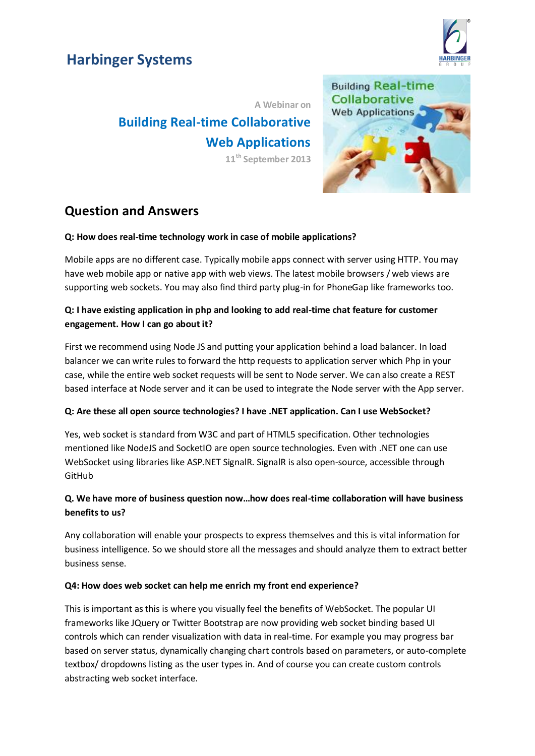# Harbinger Systems

A Webinar on

## Building Real-time Collaborative Web Applications

11th September 2013

## Question and Answers

**Q: How does real-time technology work in case of mobile applications?**

Mobile apps are no different case. Typically mobile apps connect with server using HTTP. You may have web mobile app or native app with web views. The latest mobile browsers / web views are supporting web sockets. You may also find third party plug-in for PhoneGap like frameworks too.

**Q: I have existing application in php and looking to add real-time chat feature for customer engagement. How I can go about it?**

First we recommend using Node JS and putting your application behind a load balancer. In load balancer we can write rules to forward the http requests to application server which Php in your case, while the entire web socket requests will be sent to Node server. We can also create a REST based interface at Node server and it can be used to integrate the Node server with the App server.

**Q: Are these all open source technologies? I have .NET application. Can I use WebSocket?**

Yes, web socket is standard from W3C and part of HTML5 specification. Other technologies mentioned like NodeJS and SocketIO are open source technologies. Even with .NET one can use WebSocket using libraries like ASP.NET SignalR. SignalR is also open-source, accessible through GitHub

**Q. We have more of business question now…how does real-time collaboration will have business benefits to us?**

Any collaboration will enable your prospects to express themselves and this is vital information for business intelligence. So we should store all the messages and should analyze them to extract better business sense.

**Q4: How does web socket can help me enrich my front end experience?**

This is important as this is where you visually feel the benefits of WebSocket. The popular UI frameworks like JQuery or Twitter Bootstrap are now providing web socket binding based UI controls which can render visualization with data in real-time. For example you may progress bar based on server status, dynamically changing chart controls based on parameters, or auto-complete textbox/ dropdowns listing as the user types in. And of course you can create custom controls abstracting web socket interface.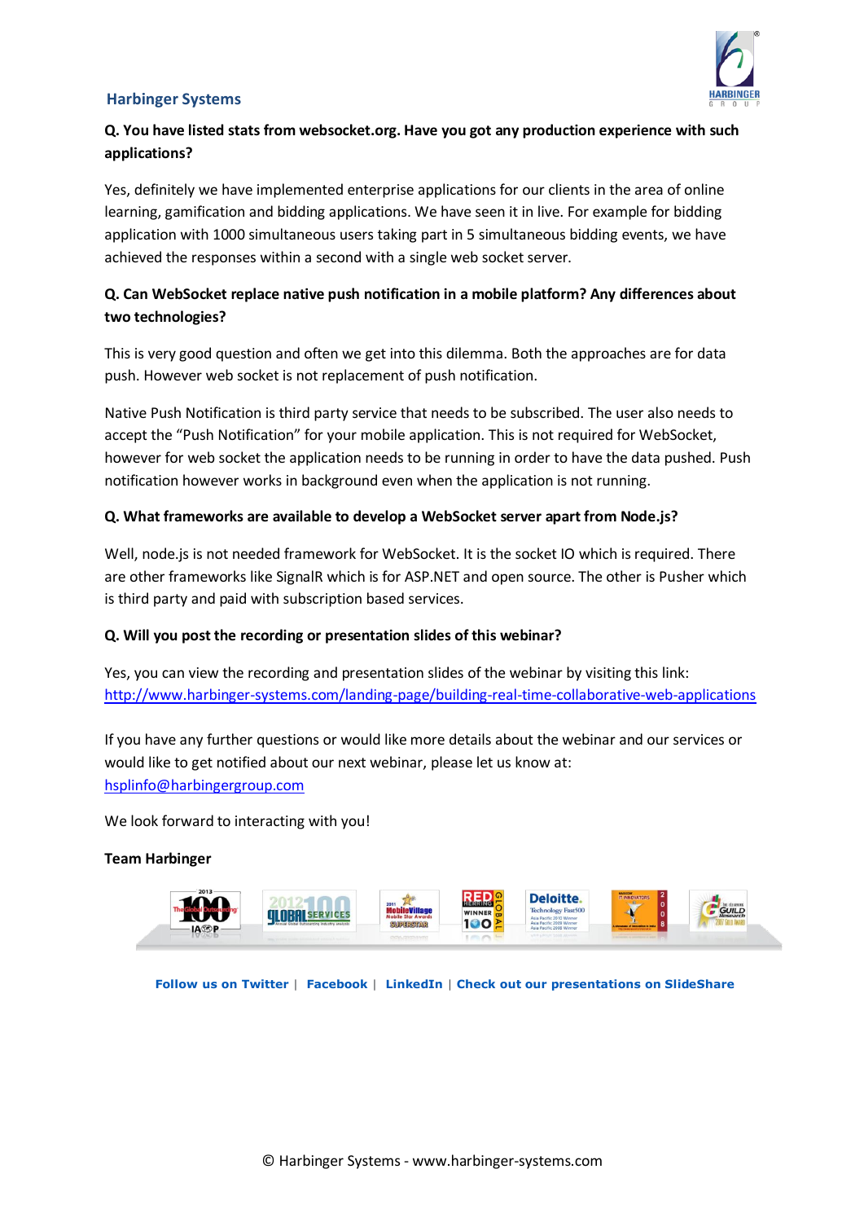## Harbinger Systems

**Q. You have listed stats from websocket.org. Have you got any production experience with such applications?**

Yes, definitely we have implemented enterprise applications for our clients in the area of online learning, gamification and bidding applications. We have seen it in live. For example for bidding application with 1000 simultaneous users taking part in 5 simultaneous bidding events, we have achieved the responses within a second with a single web socket server.

**Q. Can WebSocket replace native push notification in a mobile platform? Any differences about two technologies?**

This is very good question and often we get into this dilemma. Both the approaches are for data push. However web socket is not replacement of push notification.

Native Push Notification is third party service that needs to be subscribed. The user also needs to accept the "Push Notification" for your mobile application. This is not required for WebSocket, however for web socket the application needs to be running in order to have the data pushed. Push notification however works in background even when the application is not running.

**Q. What frameworks are available to develop a WebSocket server apart from Node.js?**

Well, node.js is not needed framework for WebSocket. It is the socket IO which is required. There are other frameworks like SignalR which is for ASP.NET and open source. The other is Pusher which is third party and paid with subscription based services.

**Q. Will you post the recording or presentation slides of this webinar?**

Yes, you can view the recording and presentation slides of the webinar by visiting this link:
http://www.harbinger-systems.com/landing-page/building-real-time-collaborative-web-applications

If you have any further questions or would like more details about the webinar and our services or would like to get notified about our next webinar, please let us know at:
hsplinfo@harbingergroup.com

We look forward to interacting with you!

**Team Harbinger**

Follow us on Twitter | Facebook | LinkedIn | Check out our presentations on SlideShare

© Harbinger Systems - www.harbinger-systems.com